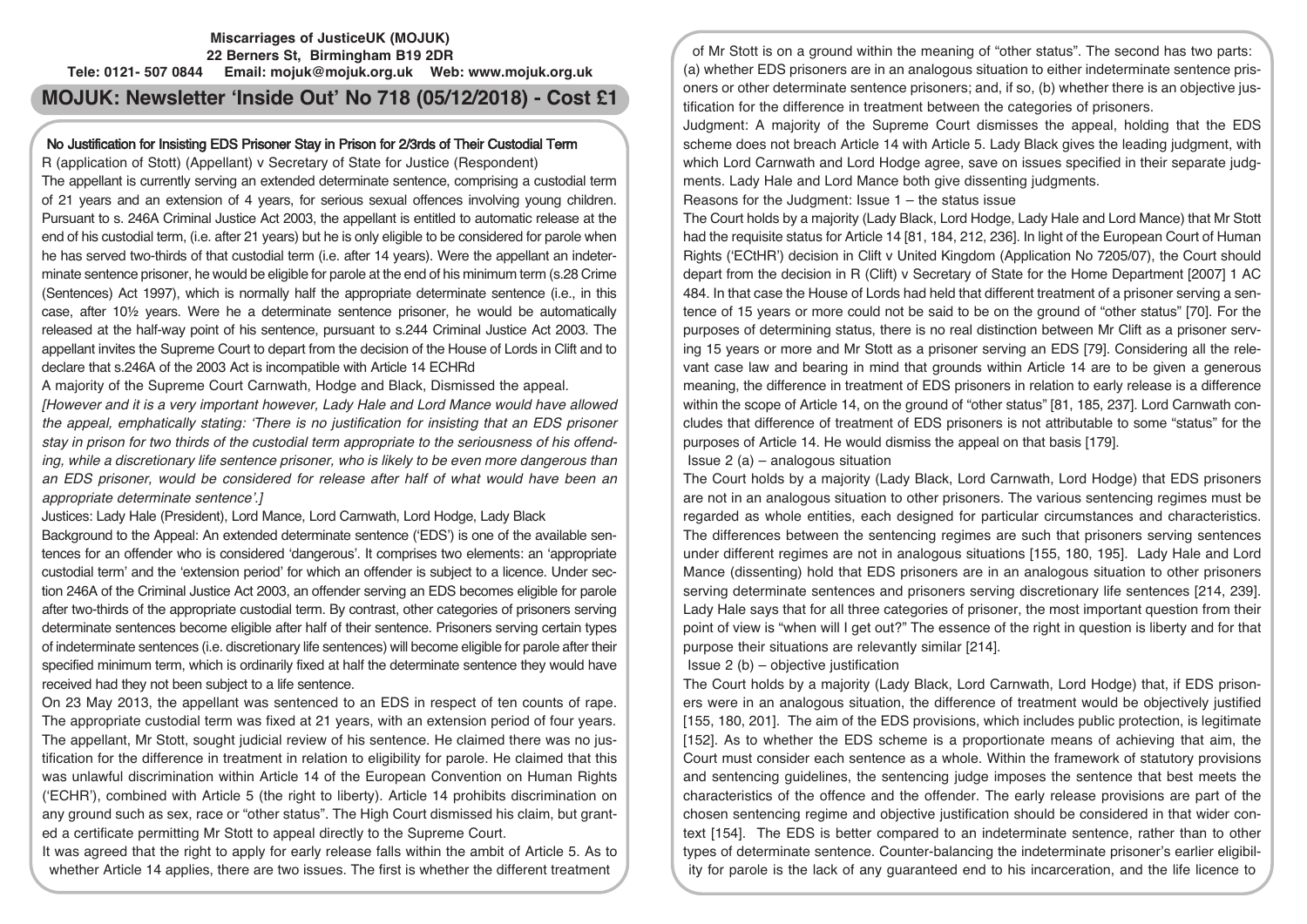**Miscarriages of JusticeUK (MOJUK)**
**22 Berners St, Birmingham B19 2DR**
**Tele: 0121- 507 0844 Email: mojuk@mojuk.org.uk Web: www.mojuk.org.uk**

# MOJUK: Newsletter 'Inside Out' No 718 (05/12/2018) - Cost £1

## No Justification for Insisting EDS Prisoner Stay in Prison for 2/3rds of Their Custodial Term

R (application of Stott) (Appellant) v Secretary of State for Justice (Respondent)

The appellant is currently serving an extended determinate sentence, comprising a custodial term of 21 years and an extension of 4 years, for serious sexual offences involving young children. Pursuant to s. 246A Criminal Justice Act 2003, the appellant is entitled to automatic release at the end of his custodial term, (i.e. after 21 years) but he is only eligible to be considered for parole when he has served two-thirds of that custodial term (i.e. after 14 years). Were the appellant an indeterminate sentence prisoner, he would be eligible for parole at the end of his minimum term (s.28 Crime (Sentences) Act 1997), which is normally half the appropriate determinate sentence (i.e., in this case, after 10½ years. Were he a determinate sentence prisoner, he would be automatically released at the half-way point of his sentence, pursuant to s.244 Criminal Justice Act 2003. The appellant invites the Supreme Court to depart from the decision of the House of Lords in Clift and to declare that s.246A of the 2003 Act is incompatible with Article 14 ECHRd

A majority of the Supreme Court Carnwath, Hodge and Black, Dismissed the appeal.

*[However and it is a very important however, Lady Hale and Lord Mance would have allowed the appeal, emphatically stating: 'There is no justification for insisting that an EDS prisoner stay in prison for two thirds of the custodial term appropriate to the seriousness of his offending, while a discretionary life sentence prisoner, who is likely to be even more dangerous than an EDS prisoner, would be considered for release after half of what would have been an appropriate determinate sentence'.]*

Justices: Lady Hale (President), Lord Mance, Lord Carnwath, Lord Hodge, Lady Black

Background to the Appeal: An extended determinate sentence ('EDS') is one of the available sentences for an offender who is considered 'dangerous'. It comprises two elements: an 'appropriate custodial term' and the 'extension period' for which an offender is subject to a licence. Under section 246A of the Criminal Justice Act 2003, an offender serving an EDS becomes eligible for parole after two-thirds of the appropriate custodial term. By contrast, other categories of prisoners serving determinate sentences become eligible after half of their sentence. Prisoners serving certain types of indeterminate sentences (i.e. discretionary life sentences) will become eligible for parole after their specified minimum term, which is ordinarily fixed at half the determinate sentence they would have received had they not been subject to a life sentence.

On 23 May 2013, the appellant was sentenced to an EDS in respect of ten counts of rape. The appropriate custodial term was fixed at 21 years, with an extension period of four years. The appellant, Mr Stott, sought judicial review of his sentence. He claimed there was no justification for the difference in treatment in relation to eligibility for parole. He claimed that this was unlawful discrimination within Article 14 of the European Convention on Human Rights ('ECHR'), combined with Article 5 (the right to liberty). Article 14 prohibits discrimination on any ground such as sex, race or "other status". The High Court dismissed his claim, but granted a certificate permitting Mr Stott to appeal directly to the Supreme Court.

It was agreed that the right to apply for early release falls within the ambit of Article 5. As to whether Article 14 applies, there are two issues. The first is whether the different treatment of Mr Stott is on a ground within the meaning of "other status". The second has two parts: (a) whether EDS prisoners are in an analogous situation to either indeterminate sentence prisoners or other determinate sentence prisoners; and, if so, (b) whether there is an objective justification for the difference in treatment between the categories of prisoners.

Judgment: A majority of the Supreme Court dismisses the appeal, holding that the EDS scheme does not breach Article 14 with Article 5. Lady Black gives the leading judgment, with which Lord Carnwath and Lord Hodge agree, save on issues specified in their separate judgments. Lady Hale and Lord Mance both give dissenting judgments.

Reasons for the Judgment: Issue 1 – the status issue

The Court holds by a majority (Lady Black, Lord Hodge, Lady Hale and Lord Mance) that Mr Stott had the requisite status for Article 14 [81, 184, 212, 236]. In light of the European Court of Human Rights ('ECtHR') decision in Clift v United Kingdom (Application No 7205/07), the Court should depart from the decision in R (Clift) v Secretary of State for the Home Department [2007] 1 AC 484. In that case the House of Lords had held that different treatment of a prisoner serving a sentence of 15 years or more could not be said to be on the ground of "other status" [70]. For the purposes of determining status, there is no real distinction between Mr Clift as a prisoner serving 15 years or more and Mr Stott as a prisoner serving an EDS [79]. Considering all the relevant case law and bearing in mind that grounds within Article 14 are to be given a generous meaning, the difference in treatment of EDS prisoners in relation to early release is a difference within the scope of Article 14, on the ground of "other status" [81, 185, 237]. Lord Carnwath concludes that difference of treatment of EDS prisoners is not attributable to some "status" for the purposes of Article 14. He would dismiss the appeal on that basis [179].

Issue 2 (a) – analogous situation

The Court holds by a majority (Lady Black, Lord Carnwath, Lord Hodge) that EDS prisoners are not in an analogous situation to other prisoners. The various sentencing regimes must be regarded as whole entities, each designed for particular circumstances and characteristics. The differences between the sentencing regimes are such that prisoners serving sentences under different regimes are not in analogous situations [155, 180, 195]. Lady Hale and Lord Mance (dissenting) hold that EDS prisoners are in an analogous situation to other prisoners serving determinate sentences and prisoners serving discretionary life sentences [214, 239]. Lady Hale says that for all three categories of prisoner, the most important question from their point of view is "when will I get out?" The essence of the right in question is liberty and for that purpose their situations are relevantly similar [214].

Issue 2 (b) – objective justification

The Court holds by a majority (Lady Black, Lord Carnwath, Lord Hodge) that, if EDS prisoners were in an analogous situation, the difference of treatment would be objectively justified [155, 180, 201]. The aim of the EDS provisions, which includes public protection, is legitimate [152]. As to whether the EDS scheme is a proportionate means of achieving that aim, the Court must consider each sentence as a whole. Within the framework of statutory provisions and sentencing guidelines, the sentencing judge imposes the sentence that best meets the characteristics of the offence and the offender. The early release provisions are part of the chosen sentencing regime and objective justification should be considered in that rather than to other types of determinate sentence. Counter-balancing the indeterminate prisoner's earlier eligibility for parole is the lack of any guaranteed end to his incarceration, and the life licence to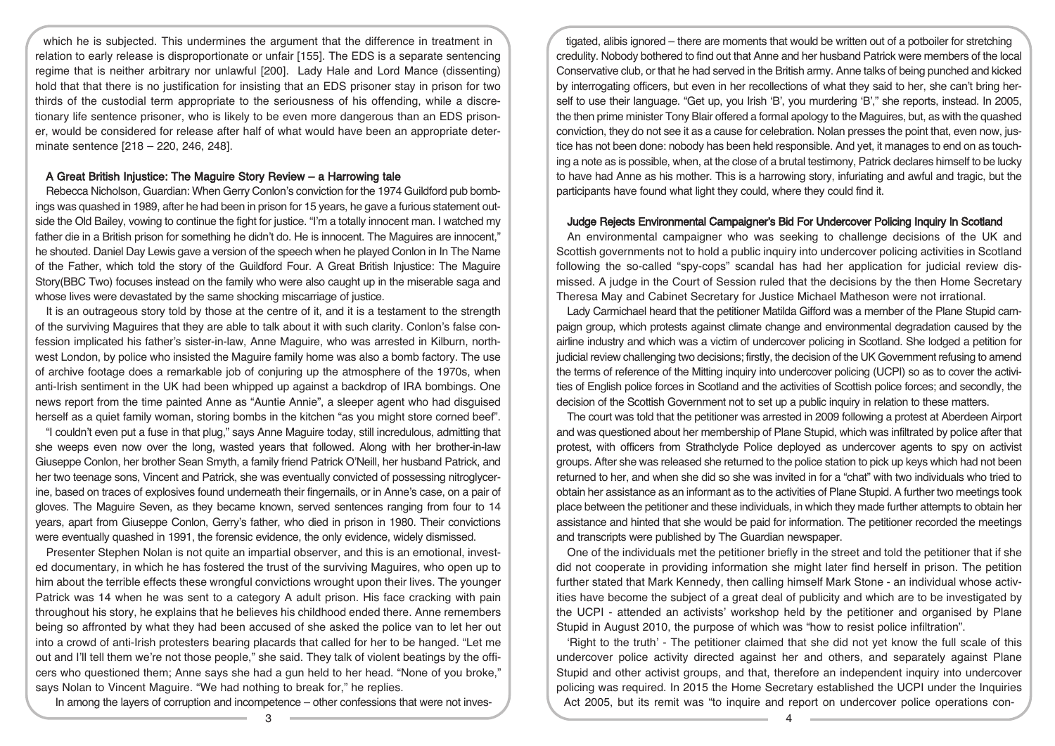which he is subjected. This undermines the argument that the difference in treatment in relation to early release is disproportionate or unfair [155]. The EDS is a separate sentencing regime that is neither arbitrary nor unlawful [200]. Lady Hale and Lord Mance (dissenting) hold that there is no justification for insisting that an EDS prisoner stay in prison for two thirds of the custodial term appropriate to the seriousness of his offending, while a discretionary life sentence prisoner, who is likely to be even more dangerous than an EDS prisoner, would be considered for release after half of what would have been an appropriate determinate sentence [218 – 220, 246, 248].

### A Great British Injustice: The Maguire Story Review – a Harrowing tale

Rebecca Nicholson, Guardian: When Gerry Conlon's conviction for the 1974 Guildford pub bombings was quashed in 1989, after he had been in prison for 15 years, he gave a furious statement outside the Old Bailey, vowing to continue the fight for justice. "I'm a totally innocent man. I watched my father die in a British prison for something he didn't do. He is innocent. The Maguires are innocent," he shouted. Daniel Day Lewis gave a version of the speech when he played Conlon in In The Name of the Father, which told the story of the Guildford Four. A Great British Injustice: The Maguire Story(BBC Two) focuses instead on the family who were also caught up in the miserable saga and whose lives were devastated by the same shocking miscarriage of justice.

It is an outrageous story told by those at the centre of it, and it is a testament to the strength of the surviving Maguires that they are able to talk about it with such clarity. Conlon's false confession implicated his father's sister-in-law, Anne Maguire, who was arrested in Kilburn, northwest London, by police who insisted the Maguire family home was also a bomb factory. The use of archive footage does a remarkable job of conjuring up the atmosphere of the 1970s, when anti-Irish sentiment in the UK had been whipped up against a backdrop of IRA bombings. One news report from the time painted Anne as "Auntie Annie", a sleeper agent who had disguised herself as a quiet family woman, storing bombs in the kitchen "as you might store corned beef".

"I couldn't even put a fuse in that plug," says Anne Maguire today, still incredulous, admitting that she weeps even now over the long, wasted years that followed. Along with her brother-in-law Giuseppe Conlon, her brother Sean Smyth, a family friend Patrick O'Neill, her husband Patrick, and her two teenage sons, Vincent and Patrick, she was eventually convicted of possessing nitroglycerine, based on traces of explosives found underneath their fingernails, or in Anne's case, on a pair of gloves. The Maguire Seven, as they became known, served sentences ranging from four to 14 years, apart from Giuseppe Conlon, Gerry's father, who died in prison in 1980. Their convictions were eventually quashed in 1991, the forensic evidence, the only evidence, widely dismissed.

Presenter Stephen Nolan is not quite an impartial observer, and this is an emotional, invested documentary, in which he has fostered the trust of the surviving Maguires, who open up to him about the terrible effects these wrongful convictions wrought upon their lives. The younger Patrick was 14 when he was sent to a category A adult prison. His face cracking with pain throughout his story, he explains that he believes his childhood ended there. Anne remembers being so affronted by what they had been accused of she asked the police van to let her out into a crowd of anti-Irish protesters bearing placards that called for her to be hanged. "Let me out and I'll tell them we're not those people," she said. They talk of violent beatings by the officers who questioned them; Anne says she had a gun held to her head. "None of you broke," says Nolan to Vincent Maguire. "We had nothing to break for," he replies.

In among the layers of corruption and incompetence – other confessions that were not investigated, alibis ignored – there are moments that would be written out of a potboiler for stretching credulity. Nobody bothered to find out that Anne and her husband Patrick were members of the local Conservative club, or that he had served in the British army. Anne talks of being punched and kicked by interrogating officers, but even in her recollections of what they said to her, she can't bring herself to use their language. "Get up, you Irish 'B', you murdering 'B'," she reports, instead. In 2005, the then prime minister Tony Blair offered a formal apology to the Maguires, but, as with the quashed conviction, they do not see it as a cause for celebration. Nolan presses the point that, even now, justice has not been done: nobody has been held responsible. And yet, it manages to end on as touching a note as is possible, when, at the close of a brutal testimony, Patrick declares himself to be lucky to have had Anne as his mother. This is a harrowing story, infuriating and awful and tragic, but the participants have found what light they could, where they could find it.

### Judge Rejects Environmental Campaigner's Bid For Undercover Policing Inquiry In Scotland

An environmental campaigner who was seeking to challenge decisions of the UK and Scottish governments not to hold a public inquiry into undercover policing activities in Scotland following the so-called "spy-cops" scandal has had her application for judicial review dismissed. A judge in the Court of Session ruled that the decisions by the then Home Secretary Theresa May and Cabinet Secretary for Justice Michael Matheson were not irrational.

Lady Carmichael heard that the petitioner Matilda Gifford was a member of the Plane Stupid campaign group, which protests against climate change and environmental degradation caused by the airline industry and which was a victim of undercover policing in Scotland. She lodged a petition for judicial review challenging two decisions; firstly, the decision of the UK Government refusing to amend the terms of reference of the Mitting inquiry into undercover policing (UCPI) so as to cover the activities of English police forces in Scotland and the activities of Scottish police forces; and secondly, the decision of the Scottish Government not to set up a public inquiry in relation to these matters.

The court was told that the petitioner was arrested in 2009 following a protest at Aberdeen Airport and was questioned about her membership of Plane Stupid, which was infiltrated by police after that protest, with officers from Strathclyde Police deployed as undercover agents to spy on activist groups. After she was released she returned to the police station to pick up keys which had not been returned to her, and when she did so she was invited in for a "chat" with two individuals who tried to obtain her assistance as an informant as to the activities of Plane Stupid. A further two meetings took place between the petitioner and these individuals, in which they made further attempts to obtain her assistance and hinted that she would be paid for information. The petitioner recorded the meetings and transcripts were published by The Guardian newspaper.

One of the individuals met the petitioner briefly in the street and told the petitioner that if she did not cooperate in providing information she might later find herself in prison. The petition further stated that Mark Kennedy, then calling himself Mark Stone - an individual whose activities have become the subject of a great deal of publicity and which are to be investigated by the UCPI - attended an activists' workshop held by the petitioner and organised by Plane Stupid in August 2010, the purpose of which was "how to resist police infiltration".

'Right to the truth' - The petitioner claimed that she did not yet know the full scale of this undercover police activity directed against her and others, and separately against Plane Stupid and other activist groups, and that, therefore an independent inquiry into undercover policing was required. In 2015 the Home Secretary established the UCPI under the Inquiries Act 2005, but its remit was "to inquire and report on undercover police operations con-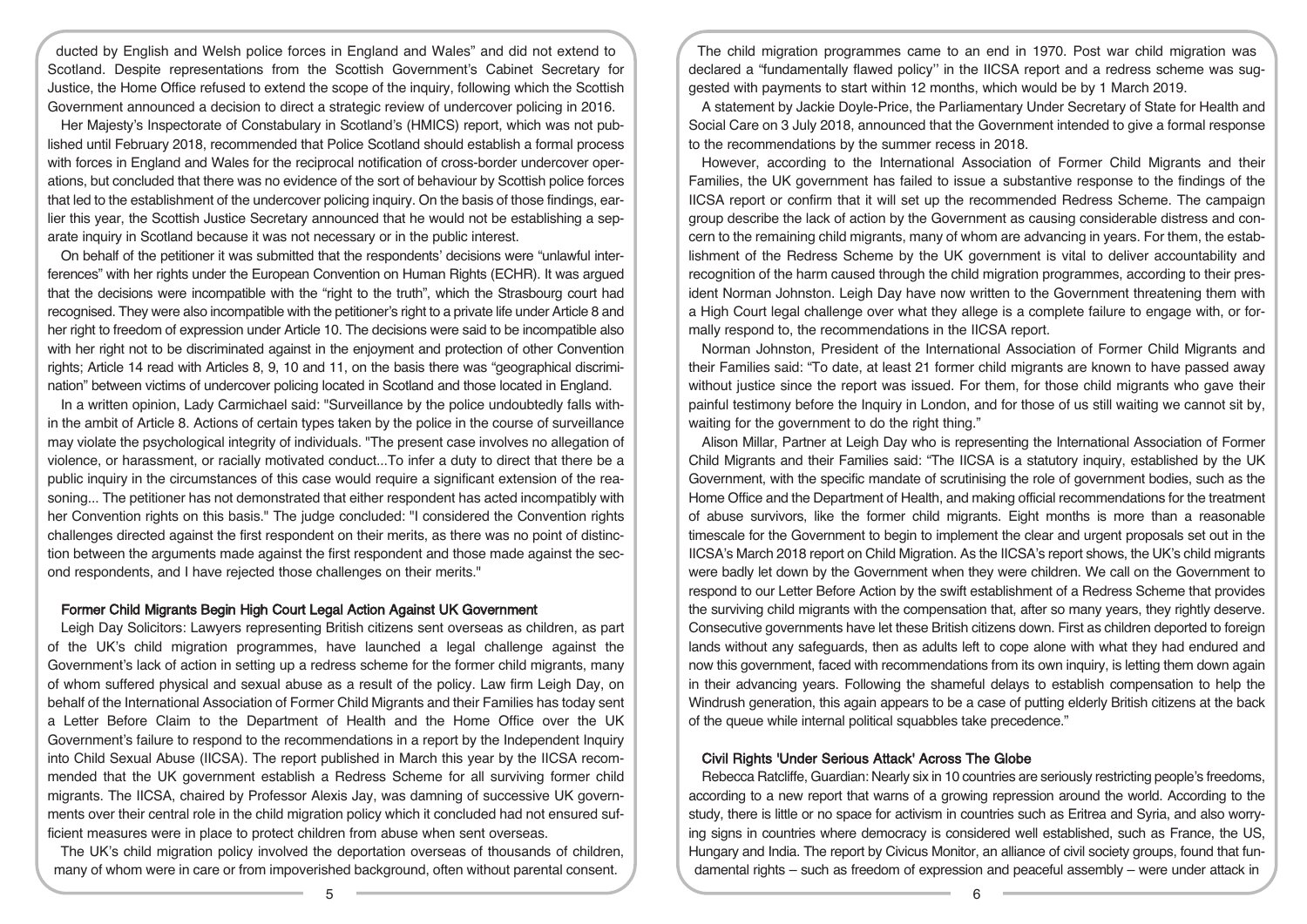ducted by English and Welsh police forces in England and Wales" and did not extend to Scotland. Despite representations from the Scottish Government's Cabinet Secretary for Justice, the Home Office refused to extend the scope of the inquiry, following which the Scottish Government announced a decision to direct a strategic review of undercover policing in 2016.

Her Majesty's Inspectorate of Constabulary in Scotland's (HMICS) report, which was not published until February 2018, recommended that Police Scotland should establish a formal process with forces in England and Wales for the reciprocal notification of cross-border undercover operations, but concluded that there was no evidence of the sort of behaviour by Scottish police forces that led to the establishment of the undercover policing inquiry. On the basis of those findings, earlier this year, the Scottish Justice Secretary announced that he would not be establishing a separate inquiry in Scotland because it was not necessary or in the public interest.

On behalf of the petitioner it was submitted that the respondents' decisions were "unlawful interferences" with her rights under the European Convention on Human Rights (ECHR). It was argued that the decisions were incompatible with the "right to the truth", which the Strasbourg court had recognised. They were also incompatible with the petitioner's right to a private life under Article 8 and her right to freedom of expression under Article 10. The decisions were said to be incompatible also with her right not to be discriminated against in the enjoyment and protection of other Convention rights; Article 14 read with Articles 8, 9, 10 and 11, on the basis there was "geographical discrimination" between victims of undercover policing located in Scotland and those located in England.

In a written opinion, Lady Carmichael said: "Surveillance by the police undoubtedly falls within the ambit of Article 8. Actions of certain types taken by the police in the course of surveillance may violate the psychological integrity of individuals. "The present case involves no allegation of violence, or harassment, or racially motivated conduct...To infer a duty to direct that there be a public inquiry in the circumstances of this case would require a significant extension of the reasoning... The petitioner has not demonstrated that either respondent has acted incompatibly with her Convention rights on this basis." The judge concluded: "I considered the Convention rights challenges directed against the first respondent on their merits, as there was no point of distinction between the arguments made against the first respondent and those made against the second respondents, and I have rejected those challenges on their merits."

### Former Child Migrants Begin High Court Legal Action Against UK Government

Leigh Day Solicitors: Lawyers representing British citizens sent overseas as children, as part of the UK's child migration programmes, have launched a legal challenge against the Government's lack of action in setting up a redress scheme for the former child migrants, many of whom suffered physical and sexual abuse as a result of the policy. Law firm Leigh Day, on behalf of the International Association of Former Child Migrants and their Families has today sent a Letter Before Claim to the Department of Health and the Home Office over the UK Government's failure to respond to the recommendations in a report by the Independent Inquiry into Child Sexual Abuse (IICSA). The report published in March this year by the IICSA recommended that the UK government establish a Redress Scheme for all surviving former child migrants. The IICSA, chaired by Professor Alexis Jay, was damning of successive UK governments over their central role in the child migration policy which it concluded had not ensured sufficient measures were in place to protect children from abuse when sent overseas.

The UK's child migration policy involved the deportation overseas of thousands of children, many of whom were in care or from impoverished background, often without parental consent.

The child migration programmes came to an end in 1970. Post war child migration was declared a "fundamentally flawed policy'' in the IICSA report and a redress scheme was suggested with payments to start within 12 months, which would be by 1 March 2019.

A statement by Jackie Doyle-Price, the Parliamentary Under Secretary of State for Health and Social Care on 3 July 2018, announced that the Government intended to give a formal response to the recommendations by the summer recess in 2018.

However, according to the International Association of Former Child Migrants and their Families, the UK government has failed to issue a substantive response to the findings of the IICSA report or confirm that it will set up the recommended Redress Scheme. The campaign group describe the lack of action by the Government as causing considerable distress and concern to the remaining child migrants, many of whom are advancing in years. For them, the establishment of the Redress Scheme by the UK government is vital to deliver accountability and recognition of the harm caused through the child migration programmes, according to their president Norman Johnston. Leigh Day have now written to the Government threatening them with a High Court legal challenge over what they allege is a complete failure to engage with, or formally respond to, the recommendations in the IICSA report.

Norman Johnston, President of the International Association of Former Child Migrants and their Families said: "To date, at least 21 former child migrants are known to have passed away without justice since the report was issued. For them, for those child migrants who gave their painful testimony before the Inquiry in London, and for those of us still waiting we cannot sit by, waiting for the government to do the right thing."

Alison Millar, Partner at Leigh Day who is representing the International Association of Former Child Migrants and their Families said: "The IICSA is a statutory inquiry, established by the UK Government, with the specific mandate of scrutinising the role of government bodies, such as the Home Office and the Department of Health, and making official recommendations for the treatment of abuse survivors, like the former child migrants. Eight months is more than a reasonable timescale for the Government to begin to implement the clear and urgent proposals set out in the IICSA's March 2018 report on Child Migration. As the IICSA's report shows, the UK's child migrants were badly let down by the Government when they were children. We call on the Government to respond to our Letter Before Action by the swift establishment of a Redress Scheme that provides the surviving child migrants with the compensation that, after so many years, they rightly deserve. Consecutive governments have let these British citizens down. First as children deported to foreign lands without any safeguards, then as adults left to cope alone with what they had endured and now this government, faced with recommendations from its own inquiry, is letting them down again in their advancing years. Following the shameful delays to establish compensation to help the Windrush generation, this again appears to be a case of putting elderly British citizens at the back of the queue while internal political squabbles take precedence."

### Civil Rights 'Under Serious Attack' Across The Globe

Rebecca Ratcliffe, Guardian: Nearly six in 10 countries are seriously restricting people's freedoms, according to a new report that warns of a growing repression around the world. According to the study, there is little or no space for activism in countries such as Eritrea and Syria, and also worrying signs in countries where democracy is considered well established, such as France, the US, Hungary and India. The report by Civicus Monitor, an alliance of civil society groups, found that fundamental rights – such as freedom of expression and peaceful assembly – were under attack in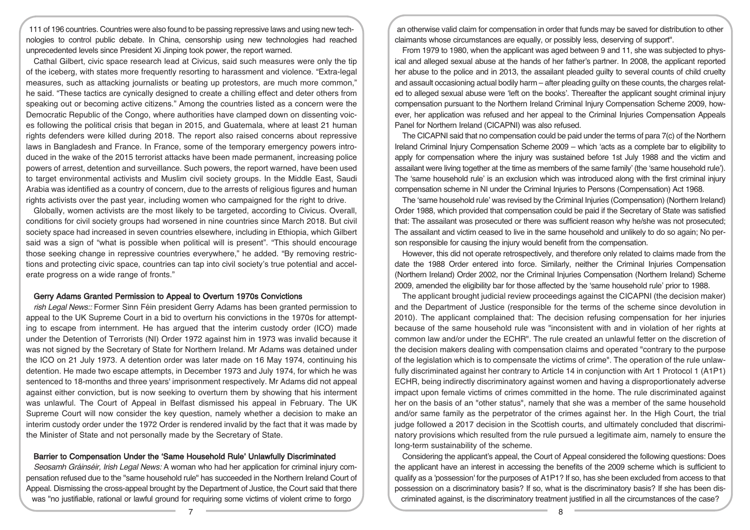111 of 196 countries. Countries were also found to be passing repressive laws and using new technologies to control public debate. In China, censorship using new technologies had reached unprecedented levels since President Xi Jinping took power, the report warned.

Cathal Gilbert, civic space research lead at Civicus, said such measures were only the tip of the iceberg, with states more frequently resorting to harassment and violence. "Extra-legal measures, such as attacking journalists or beating up protestors, are much more common," he said. "These tactics are cynically designed to create a chilling effect and deter others from speaking out or becoming active citizens." Among the countries listed as a concern were the Democratic Republic of the Congo, where authorities have clamped down on dissenting voices following the political crisis that began in 2015, and Guatemala, where at least 21 human rights defenders were killed during 2018. The report also raised concerns about repressive laws in Bangladesh and France. In France, some of the temporary emergency powers introduced in the wake of the 2015 terrorist attacks have been made permanent, increasing police powers of arrest, detention and surveillance. Such powers, the report warned, have been used to target environmental activists and Muslim civil society groups. In the Middle East, Saudi Arabia was identified as a country of concern, due to the arrests of religious figures and human rights activists over the past year, including women who campaigned for the right to drive.

Globally, women activists are the most likely to be targeted, according to Civicus. Overall, conditions for civil society groups had worsened in nine countries since March 2018. But civil society space had increased in seven countries elsewhere, including in Ethiopia, which Gilbert said was a sign of "what is possible when political will is present". "This should encourage those seeking change in repressive countries everywhere," he added. "By removing restrictions and protecting civic space, countries can tap into civil society's true potential and accelerate progress on a wide range of fronts."

## Gerry Adams Granted Permission to Appeal to Overturn 1970s Convictions

*rish Legal News::* Former Sinn Féin president Gerry Adams has been granted permission to appeal to the UK Supreme Court in a bid to overturn his convictions in the 1970s for attempting to escape from internment. He has argued that the interim custody order (ICO) made under the Detention of Terrorists (NI) Order 1972 against him in 1973 was invalid because it was not signed by the Secretary of State for Northern Ireland. Mr Adams was detained under the ICO on 21 July 1973. A detention order was later made on 16 May 1974, continuing his detention. He made two escape attempts, in December 1973 and July 1974, for which he was sentenced to 18-months and three years' imprisonment respectively. Mr Adams did not appeal against either conviction, but is now seeking to overturn them by showing that his interment was unlawful. The Court of Appeal in Belfast dismissed his appeal in February. The UK Supreme Court will now consider the key question, namely whether a decision to make an interim custody order under the 1972 Order is rendered invalid by the fact that it was made by the Minister of State and not personally made by the Secretary of State.

## Barrier to Compensation Under the 'Same Household Rule' Unlawfully Discriminated

*Seosamh Gráinséir, Irish Legal News:* A woman who had her application for criminal injury compensation refused due to the "same household rule" has succeeded in the Northern Ireland Court of Appeal. Dismissing the cross-appeal brought by the Department of Justice, the Court said that there was "no justifiable, rational or lawful ground for requiring some victims of violent crime to forgo an otherwise valid claim for compensation in order that funds may be saved for distribution to other claimants whose circumstances are equally, or possibly less, deserving of support".

From 1979 to 1980, when the applicant was aged between 9 and 11, she was subjected to physical and alleged sexual abuse at the hands of her father's partner. In 2008, the applicant reported her abuse to the police and in 2013, the assailant pleaded guilty to several counts of child cruelty and assault occasioning actual bodily harm – after pleading guilty on these counts, the charges related to alleged sexual abuse were 'left on the books'. Thereafter the applicant sought criminal injury compensation pursuant to the Northern Ireland Criminal Injury Compensation Scheme 2009, however, her application was refused and her appeal to the Criminal Injuries Compensation Appeals Panel for Northern Ireland (CICAPNI) was also refused.

The CICAPNI said that no compensation could be paid under the terms of para 7(c) of the Northern Ireland Criminal Injury Compensation Scheme 2009 – which 'acts as a complete bar to eligibility to apply for compensation where the injury was sustained before 1st July 1988 and the victim and assailant were living together at the time as members of the same family' (the 'same household rule'). The 'same household rule' is an exclusion which was introduced along with the first criminal injury compensation scheme in NI under the Criminal Injuries to Persons (Compensation) Act 1968.

The 'same household rule' was revised by the Criminal Injuries (Compensation) (Northern Ireland) Order 1988, which provided that compensation could be paid if the Secretary of State was satisfied that: The assailant was prosecuted or there was sufficient reason why he/she was not prosecuted; The assailant and victim ceased to live in the same household and unlikely to do so again; No person responsible for causing the injury would benefit from the compensation.

However, this did not operate retrospectively, and therefore only related to claims made from the date the 1988 Order entered into force. Similarly, neither the Criminal Injuries Compensation (Northern Ireland) Order 2002, nor the Criminal Injuries Compensation (Northern Ireland) Scheme 2009, amended the eligibility bar for those affected by the 'same household rule' prior to 1988.

The applicant brought judicial review proceedings against the CICAPNI (the decision maker) and the Department of Justice (responsible for the terms of the scheme since devolution in 2010). The applicant complained that: The decision refusing compensation for her injuries because of the same household rule was "inconsistent with and in violation of her rights at common law and/or under the ECHR". The rule created an unlawful fetter on the discretion of the decision makers dealing with compensation claims and operated "contrary to the purpose of the legislation which is to compensate the victims of crime". The operation of the rule unlawfully discriminated against her contrary to Article 14 in conjunction with Art 1 Protocol 1 (A1P1) ECHR, being indirectly discriminatory against women and having a disproportionately adverse impact upon female victims of crimes committed in the home. The rule discriminated against her on the basis of an "other status", namely that she was a member of the same household and/or same family as the perpetrator of the crimes against her. In the High Court, the trial judge followed a 2017 decision in the Scottish courts, and ultimately concluded that discriminatory provisions which resulted from the rule pursued a legitimate aim, namely to ensure the long-term sustainability of the scheme.

Considering the applicant's appeal, the Court of Appeal considered the following questions: Does the applicant have an interest in accessing the benefits of the 2009 scheme which is sufficient to qualify as a 'possession' for the purposes of A1P1? If so, has she been excluded from access to that possession on a discriminatory basis? If so, what is the discriminatory basis? If she has been discriminated against, is the discriminatory treatment justified in all the circumstances of the case?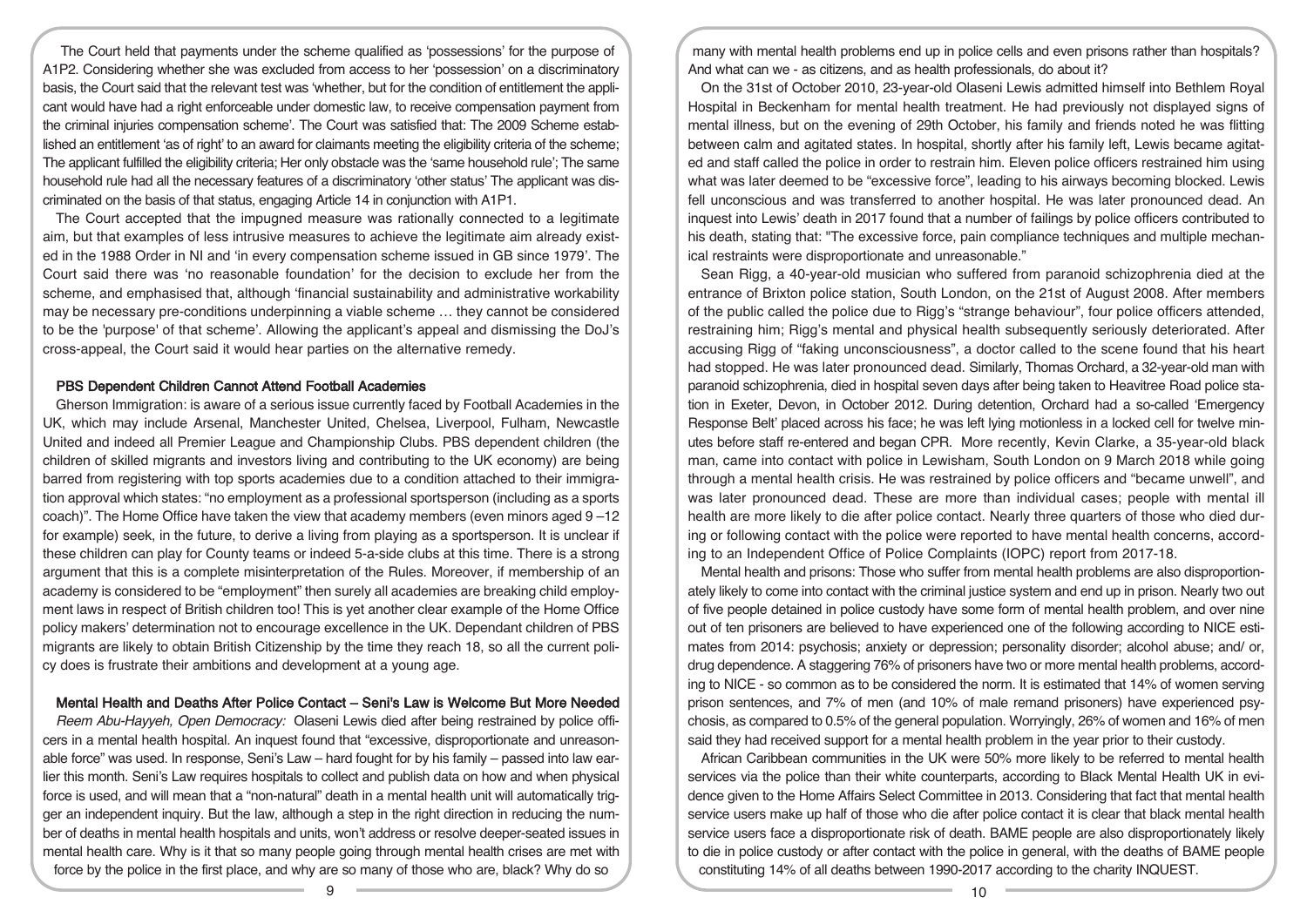The Court held that payments under the scheme qualified as 'possessions' for the purpose of A1P2. Considering whether she was excluded from access to her 'possession' on a discriminatory basis, the Court said that the relevant test was 'whether, but for the condition of entitlement the applicant would have had a right enforceable under domestic law, to receive compensation payment from the criminal injuries compensation scheme'. The Court was satisfied that: The 2009 Scheme established an entitlement 'as of right' to an award for claimants meeting the eligibility criteria of the scheme; The applicant fulfilled the eligibility criteria; Her only obstacle was the 'same household rule'; The same household rule had all the necessary features of a discriminatory 'other status' The applicant was discriminated on the basis of that status, engaging Article 14 in conjunction with A1P1.

The Court accepted that the impugned measure was rationally connected to a legitimate aim, but that examples of less intrusive measures to achieve the legitimate aim already existed in the 1988 Order in NI and 'in every compensation scheme issued in GB since 1979'. The Court said there was 'no reasonable foundation' for the decision to exclude her from the scheme, and emphasised that, although 'financial sustainability and administrative workability may be necessary pre-conditions underpinning a viable scheme … they cannot be considered to be the 'purpose' of that scheme'. Allowing the applicant's appeal and dismissing the DoJ's cross-appeal, the Court said it would hear parties on the alternative remedy.

### PBS Dependent Children Cannot Attend Football Academies

Gherson Immigration: is aware of a serious issue currently faced by Football Academies in the UK, which may include Arsenal, Manchester United, Chelsea, Liverpool, Fulham, Newcastle United and indeed all Premier League and Championship Clubs. PBS dependent children (the children of skilled migrants and investors living and contributing to the UK economy) are being barred from registering with top sports academies due to a condition attached to their immigration approval which states: "no employment as a professional sportsperson (including as a sports coach)". The Home Office have taken the view that academy members (even minors aged 9 –12 for example) seek, in the future, to derive a living from playing as a sportsperson. It is unclear if these children can play for County teams or indeed 5-a-side clubs at this time. There is a strong argument that this is a complete misinterpretation of the Rules. Moreover, if membership of an academy is considered to be "employment" then surely all academies are breaking child employment laws in respect of British children too! This is yet another clear example of the Home Office policy makers' determination not to encourage excellence in the UK. Dependant children of PBS migrants are likely to obtain British Citizenship by the time they reach 18, so all the current policy does is frustrate their ambitions and development at a young age.

### Mental Health and Deaths After Police Contact – Seni's Law is Welcome But More Needed

*Reem Abu-Hayyeh, Open Democracy:* Olaseni Lewis died after being restrained by police officers in a mental health hospital. An inquest found that "excessive, disproportionate and unreasonable force" was used. In response, Seni's Law – hard fought for by his family – passed into law earlier this month. Seni's Law requires hospitals to collect and publish data on how and when physical force is used, and will mean that a "non-natural" death in a mental health unit will automatically trigger an independent inquiry. But the law, although a step in the right direction in reducing the number of deaths in mental health hospitals and units, won't address or resolve deeper-seated issues in mental health care. Why is it that so many people going through mental health crises are met with force by the police in the first place, and why are so many of those who are, black? Why do so many with mental health problems end up in police cells and even prisons rather than hospitals? And what can we - as citizens, and as health professionals, do about it?

On the 31st of October 2010, 23-year-old Olaseni Lewis admitted himself into Bethlem Royal Hospital in Beckenham for mental health treatment. He had previously not displayed signs of mental illness, but on the evening of 29th October, his family and friends noted he was flitting between calm and agitated states. In hospital, shortly after his family left, Lewis became agitated and staff called the police in order to restrain him. Eleven police officers restrained him using what was later deemed to be "excessive force", leading to his airways becoming blocked. Lewis fell unconscious and was transferred to another hospital. He was later pronounced dead. An inquest into Lewis' death in 2017 found that a number of failings by police officers contributed to his death, stating that: "The excessive force, pain compliance techniques and multiple mechanical restraints were disproportionate and unreasonable."

Sean Rigg, a 40-year-old musician who suffered from paranoid schizophrenia died at the entrance of Brixton police station, South London, on the 21st of August 2008. After members of the public called the police due to Rigg's "strange behaviour", four police officers attended, restraining him; Rigg's mental and physical health subsequently seriously deteriorated. After accusing Rigg of "faking unconsciousness", a doctor called to the scene found that his heart had stopped. He was later pronounced dead. Similarly, Thomas Orchard, a 32-year-old man with paranoid schizophrenia, died in hospital seven days after being taken to Heavitree Road police station in Exeter, Devon, in October 2012. During detention, Orchard had a so-called 'Emergency Response Belt' placed across his face; he was left lying motionless in a locked cell for twelve minutes before staff re-entered and began CPR. More recently, Kevin Clarke, a 35-year-old black man, came into contact with police in Lewisham, South London on 9 March 2018 while going through a mental health crisis. He was restrained by police officers and "became unwell", and was later pronounced dead. These are more than individual cases; people with mental ill health are more likely to die after police contact. Nearly three quarters of those who died during or following contact with the police were reported to have mental health concerns, according to an Independent Office of Police Complaints (IOPC) report from 2017-18.

Mental health and prisons: Those who suffer from mental health problems are also disproportionately likely to come into contact with the criminal justice system and end up in prison. Nearly two out of five people detained in police custody have some form of mental health problem, and over nine out of ten prisoners are believed to have experienced one of the following according to NICE estimates from 2014: psychosis; anxiety or depression; personality disorder; alcohol abuse; and/ or, drug dependence. A staggering 76% of prisoners have two or more mental health problems, according to NICE - so common as to be considered the norm. It is estimated that 14% of women serving prison sentences, and 7% of men (and 10% of male remand prisoners) have experienced psychosis, as compared to 0.5% of the general population. Worryingly, 26% of women and 16% of men said they had received support for a mental health problem in the year prior to their custody.

African Caribbean communities in the UK were 50% more likely to be referred to mental health services via the police than their white counterparts, according to Black Mental Health UK in evidence given to the Home Affairs Select Committee in 2013. Considering that fact that mental health service users make up half of those who die after police contact it is clear that black mental health service users face a disproportionate risk of death. BAME people are also disproportionately likely to die in police custody or after contact with the police in general, with the deaths of BAME people constituting 14% of all deaths between 1990-2017 according to the charity INQUEST.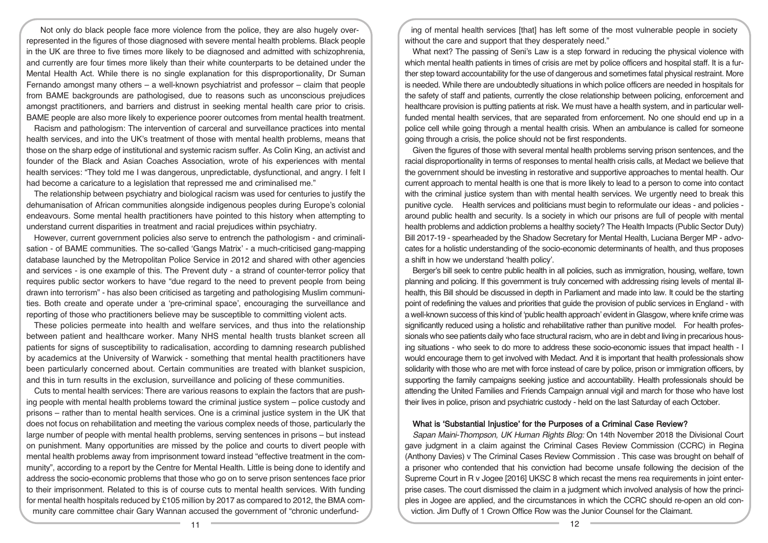Not only do black people face more violence from the police, they are also hugely over-represented in the figures of those diagnosed with severe mental health problems. Black people in the UK are three to five times more likely to be diagnosed and admitted with schizophrenia, and currently are four times more likely than their white counterparts to be detained under the Mental Health Act. While there is no single explanation for this disproportionality, Dr Suman Fernando amongst many others – a well-known psychiatrist and professor – claim that people from BAME backgrounds are pathologised, due to reasons such as unconscious prejudices amongst practitioners, and barriers and distrust in seeking mental health care prior to crisis. BAME people are also more likely to experience poorer outcomes from mental health treatment.

Racism and pathologism: The intervention of carceral and surveillance practices into mental health services, and into the UK's treatment of those with mental health problems, means that those on the sharp edge of institutional and systemic racism suffer. As Colin King, an activist and founder of the Black and Asian Coaches Association, wrote of his experiences with mental health services: "They told me I was dangerous, unpredictable, dysfunctional, and angry. I felt I had become a caricature to a legislation that repressed me and criminalised me."

The relationship between psychiatry and biological racism was used for centuries to justify the dehumanisation of African communities alongside indigenous peoples during Europe's colonial endeavours. Some mental health practitioners have pointed to this history when attempting to understand current disparities in treatment and racial prejudices within psychiatry.

However, current government policies also serve to entrench the pathologism - and criminalisation - of BAME communities. The so-called 'Gangs Matrix' - a much-criticised gang-mapping database launched by the Metropolitan Police Service in 2012 and shared with other agencies and services - is one example of this. The Prevent duty - a strand of counter-terror policy that requires public sector workers to have "due regard to the need to prevent people from being drawn into terrorism" - has also been criticised as targeting and pathologising Muslim communities. Both create and operate under a 'pre-criminal space', encouraging the surveillance and reporting of those who practitioners believe may be susceptible to committing violent acts.

These policies permeate into health and welfare services, and thus into the relationship between patient and healthcare worker. Many NHS mental health trusts blanket screen all patients for signs of susceptibility to radicalisation, according to damning research published by academics at the University of Warwick - something that mental health practitioners have been particularly concerned about. Certain communities are treated with blanket suspicion, and this in turn results in the exclusion, surveillance and policing of these communities.

Cuts to mental health services: There are various reasons to explain the factors that are pushing people with mental health problems toward the criminal justice system – police custody and prisons – rather than to mental health services. One is a criminal justice system in the UK that does not focus on rehabilitation and meeting the various complex needs of those, particularly the large number of people with mental health problems, serving sentences in prisons – but instead on punishment. Many opportunities are missed by the police and courts to divert people with mental health problems away from imprisonment toward instead "effective treatment in the community", according to a report by the Centre for Mental Health. Little is being done to identify and address the socio-economic problems that those who go on to serve prison sentences face prior to their imprisonment. Related to this is of course cuts to mental health services. With funding for mental health hospitals reduced by £105 million by 2017 as compared to 2012, the BMA community care committee chair Gary Wannan accused the government of "chronic underfunding of mental health services [that] has left some of the most vulnerable people in society without the care and support that they desperately need."

What next? The passing of Seni's Law is a step forward in reducing the physical violence with which mental health patients in times of crisis are met by police officers and hospital staff. It is a further step toward accountability for the use of dangerous and sometimes fatal physical restraint. More is needed. While there are undoubtedly situations in which police officers are needed in hospitals for the safety of staff and patients, currently the close relationship between policing, enforcement and healthcare provision is putting patients at risk. We must have a health system, and in particular well-funded mental health services, that are separated from enforcement. No one should end up in a police cell while going through a mental health crisis. When an ambulance is called for someone going through a crisis, the police should not be first respondents.

Given the figures of those with several mental health problems serving prison sentences, and the racial disproportionality in terms of responses to mental health crisis calls, at Medact we believe that the government should be investing in restorative and supportive approaches to mental health. Our current approach to mental health is one that is more likely to lead to a person to come into contact with the criminal justice system than with mental health services. We urgently need to break this punitive cycle. Health services and politicians must begin to reformulate our ideas - and policies - around public health and security. Is a society in which our prisons are full of people with mental health problems and addiction problems a healthy society? The Health Impacts (Public Sector Duty) Bill 2017-19 - spearheaded by the Shadow Secretary for Mental Health, Luciana Berger MP - advocates for a holistic understanding of the socio-economic determinants of health, and thus proposes a shift in how we understand 'health policy'.

Berger's bill seek to centre public health in all policies, such as immigration, housing, welfare, town planning and policing. If this government is truly concerned with addressing rising levels of mental ill-health, this Bill should be discussed in depth in Parliament and made into law. It could be the starting point of redefining the values and priorities that guide the provision of public services in England - with a well-known success of this kind of 'public health approach' evident in Glasgow, where knife crime was significantly reduced using a holistic and rehabilitative rather than punitive model. For health professionals who see patients daily who face structural racism, who are in debt and living in precarious housing situations - who seek to do more to address these socio-economic issues that impact health - I would encourage them to get involved with Medact. And it is important that health professionals show solidarity with those who are met with force instead of care by police, prison or immigration officers, by supporting the family campaigns seeking justice and accountability. Health professionals should be attending the United Families and Friends Campaign annual vigil and march for those who have lost their lives in police, prison and psychiatric custody - held on the last Saturday of each October.

### What is 'Substantial Injustice' for the Purposes of a Criminal Case Review?

*Sapan Maini-Thompson, UK Human Rights Blog:* On 14th November 2018 the Divisional Court gave judgment in a claim against the Criminal Cases Review Commission (CCRC) in Regina (Anthony Davies) v The Criminal Cases Review Commission . This case was brought on behalf of a prisoner who contended that his conviction had become unsafe following the decision of the Supreme Court in R v Jogee [2016] UKSC 8 which recast the mens rea requirements in joint enterprise cases. The court dismissed the claim in a judgment which involved analysis of how the principles in Jogee are applied, and the circumstances in which the CCRC should re-open an old conviction. Jim Duffy of 1 Crown Office Row was the Junior Counsel for the Claimant.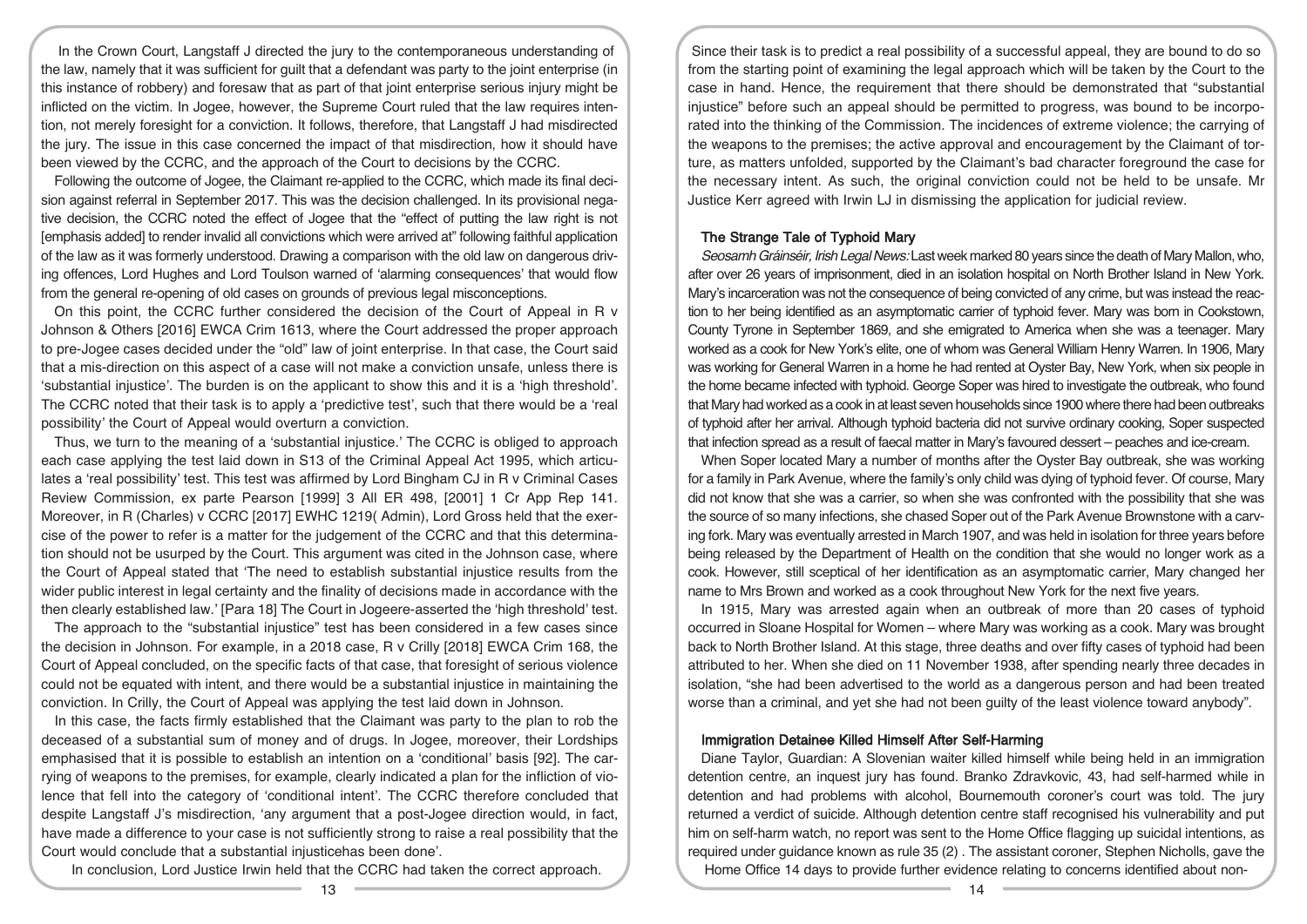In the Crown Court, Langstaff J directed the jury to the contemporaneous understanding of the law, namely that it was sufficient for guilt that a defendant was party to the joint enterprise (in this instance of robbery) and foresaw that as part of that joint enterprise serious injury might be inflicted on the victim. In Jogee, however, the Supreme Court ruled that the law requires intention, not merely foresight for a conviction. It follows, therefore, that Langstaff J had misdirected the jury. The issue in this case concerned the impact of that misdirection, how it should have been viewed by the CCRC, and the approach of the Court to decisions by the CCRC.

Following the outcome of Jogee, the Claimant re-applied to the CCRC, which made its final decision against referral in September 2017. This was the decision challenged. In its provisional negative decision, the CCRC noted the effect of Jogee that the "effect of putting the law right is not [emphasis added] to render invalid all convictions which were arrived at" following faithful application of the law as it was formerly understood. Drawing a comparison with the old law on dangerous driving offences, Lord Hughes and Lord Toulson warned of 'alarming consequences' that would flow from the general re-opening of old cases on grounds of previous legal misconceptions.

On this point, the CCRC further considered the decision of the Court of Appeal in R v Johnson & Others [2016] EWCA Crim 1613, where the Court addressed the proper approach to pre-Jogee cases decided under the "old" law of joint enterprise. In that case, the Court said that a mis-direction on this aspect of a case will not make a conviction unsafe, unless there is 'substantial injustice'. The burden is on the applicant to show this and it is a 'high threshold'. The CCRC noted that their task is to apply a 'predictive test', such that there would be a 'real possibility' the Court of Appeal would overturn a conviction.

Thus, we turn to the meaning of a 'substantial injustice.' The CCRC is obliged to approach each case applying the test laid down in S13 of the Criminal Appeal Act 1995, which articulates a 'real possibility' test. This test was affirmed by Lord Bingham CJ in R v Criminal Cases Review Commission, ex parte Pearson [1999] 3 All ER 498, [2001] 1 Cr App Rep 141. Moreover, in R (Charles) v CCRC [2017] EWHC 1219( Admin), Lord Gross held that the exercise of the power to refer is a matter for the judgement of the CCRC and that this determination should not be usurped by the Court. This argument was cited in the Johnson case, where the Court of Appeal stated that 'The need to establish substantial injustice results from the wider public interest in legal certainty and the finality of decisions made in accordance with the then clearly established law.' [Para 18] The Court in Jogeere-asserted the 'high threshold' test.

The approach to the "substantial injustice" test has been considered in a few cases since the decision in Johnson. For example, in a 2018 case, R v Crilly [2018] EWCA Crim 168, the Court of Appeal concluded, on the specific facts of that case, that foresight of serious violence could not be equated with intent, and there would be a substantial injustice in maintaining the conviction. In Crilly, the Court of Appeal was applying the test laid down in Johnson.

In this case, the facts firmly established that the Claimant was party to the plan to rob the deceased of a substantial sum of money and of drugs. In Jogee, moreover, their Lordships emphasised that it is possible to establish an intention on a 'conditional' basis [92]. The carrying of weapons to the premises, for example, clearly indicated a plan for the infliction of violence that fell into the category of 'conditional intent'. The CCRC therefore concluded that despite Langstaff J's misdirection, 'any argument that a post-Jogee direction would, in fact, have made a difference to your case is not sufficiently strong to raise a real possibility that the Court would conclude that a substantial injusticehas been done'.

In conclusion, Lord Justice Irwin held that the CCRC had taken the correct approach. Since their task is to predict a real possibility of a successful appeal, they are bound to do so from the starting point of examining the legal approach which will be taken by the Court to the case in hand. Hence, the requirement that there should be demonstrated that "substantial injustice" before such an appeal should be permitted to progress, was bound to be incorporated into the thinking of the Commission. The incidences of extreme violence; the carrying of the weapons to the premises; the active approval and encouragement by the Claimant of torture, as matters unfolded, supported by the Claimant's bad character foreground the case for the necessary intent. As such, the original conviction could not be held to be unsafe. Mr Justice Kerr agreed with Irwin LJ in dismissing the application for judicial review.

## The Strange Tale of Typhoid Mary

*Seosamh Gráinséir, Irish Legal News:* Last week marked 80 years since the death of Mary Mallon, who, after over 26 years of imprisonment, died in an isolation hospital on North Brother Island in New York. Mary's incarceration was not the consequence of being convicted of any crime, but was instead the reaction to her being identified as an asymptomatic carrier of typhoid fever. Mary was born in Cookstown, County Tyrone in September 1869, and she emigrated to America when she was a teenager. Mary worked as a cook for New York's elite, one of whom was General William Henry Warren. In 1906, Mary was working for General Warren in a home he had rented at Oyster Bay, New York, when six people in the home became infected with typhoid. George Soper was hired to investigate the outbreak, who found that Mary had worked as a cook in at least seven households since 1900 where there had been outbreaks of typhoid after her arrival. Although typhoid bacteria did not survive ordinary cooking, Soper suspected that infection spread as a result of faecal matter in Mary's favoured dessert – peaches and ice-cream.

When Soper located Mary a number of months after the Oyster Bay outbreak, she was working for a family in Park Avenue, where the family's only child was dying of typhoid fever. Of course, Mary did not know that she was a carrier, so when she was confronted with the possibility that she was the source of so many infections, she chased Soper out of the Park Avenue Brownstone with a carving fork. Mary was eventually arrested in March 1907, and was held in isolation for three years before being released by the Department of Health on the condition that she would no longer work as a cook. However, still sceptical of her identification as an asymptomatic carrier, Mary changed her name to Mrs Brown and worked as a cook throughout New York for the next five years.

In 1915, Mary was arrested again when an outbreak of more than 20 cases of typhoid occurred in Sloane Hospital for Women – where Mary was working as a cook. Mary was brought back to North Brother Island. At this stage, three deaths and over fifty cases of typhoid had been attributed to her. When she died on 11 November 1938, after spending nearly three decades in isolation, "she had been advertised to the world as a dangerous person and had been treated worse than a criminal, and yet she had not been guilty of the least violence toward anybody".

## Immigration Detainee Killed Himself After Self-Harming

Diane Taylor, Guardian: A Slovenian waiter killed himself while being held in an immigration detention centre, an inquest jury has found. Branko Zdravkovic, 43, had self-harmed while in detention and had problems with alcohol, Bournemouth coroner's court was told. The jury returned a verdict of suicide. Although detention centre staff recognised his vulnerability and put him on self-harm watch, no report was sent to the Home Office flagging up suicidal intentions, as required under guidance known as rule 35 (2) . The assistant coroner, Stephen Nicholls, gave the Home Office 14 days to provide further evidence relating to concerns identified about non-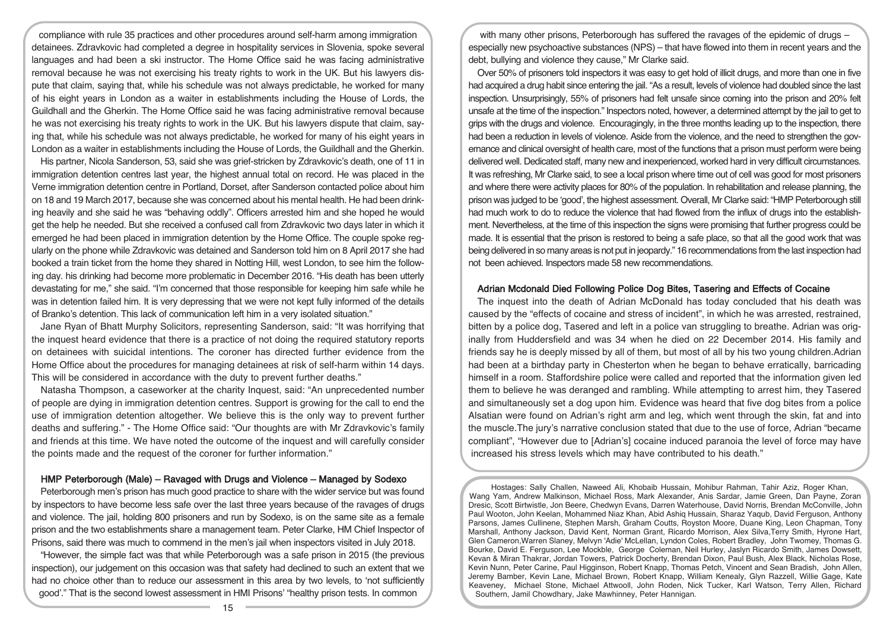compliance with rule 35 practices and other procedures around self-harm among immigration detainees. Zdravkovic had completed a degree in hospitality services in Slovenia, spoke several languages and had been a ski instructor. The Home Office said he was facing administrative removal because he was not exercising his treaty rights to work in the UK. But his lawyers dispute that claim, saying that, while his schedule was not always predictable, he worked for many of his eight years in London as a waiter in establishments including the House of Lords, the Guildhall and the Gherkin. The Home Office said he was facing administrative removal because he was not exercising his treaty rights to work in the UK. But his lawyers dispute that claim, saying that, while his schedule was not always predictable, he worked for many of his eight years in London as a waiter in establishments including the House of Lords, the Guildhall and the Gherkin.

His partner, Nicola Sanderson, 53, said she was grief-stricken by Zdravkovic's death, one of 11 in immigration detention centres last year, the highest annual total on record. He was placed in the Verne immigration detention centre in Portland, Dorset, after Sanderson contacted police about him on 18 and 19 March 2017, because she was concerned about his mental health. He had been drinking heavily and she said he was "behaving oddly". Officers arrested him and she hoped he would get the help he needed. But she received a confused call from Zdravkovic two days later in which it emerged he had been placed in immigration detention by the Home Office. The couple spoke regularly on the phone while Zdravkovic was detained and Sanderson told him on 8 April 2017 she had booked a train ticket from the home they shared in Notting Hill, west London, to see him the following day. his drinking had become more problematic in December 2016. "His death has been utterly devastating for me," she said. "I'm concerned that those responsible for keeping him safe while he was in detention failed him. It is very depressing that we were not kept fully informed of the details of Branko's detention. This lack of communication left him in a very isolated situation."

Jane Ryan of Bhatt Murphy Solicitors, representing Sanderson, said: "It was horrifying that the inquest heard evidence that there is a practice of not doing the required statutory reports on detainees with suicidal intentions. The coroner has directed further evidence from the Home Office about the procedures for managing detainees at risk of self-harm within 14 days. This will be considered in accordance with the duty to prevent further deaths."

Natasha Thompson, a caseworker at the charity Inquest, said: "An unprecedented number of people are dying in immigration detention centres. Support is growing for the call to end the use of immigration detention altogether. We believe this is the only way to prevent further deaths and suffering." - The Home Office said: "Our thoughts are with Mr Zdravkovic's family and friends at this time. We have noted the outcome of the inquest and will carefully consider the points made and the request of the coroner for further information."

### HMP Peterborough (Male) – Ravaged with Drugs and Violence – Managed by Sodexo

Peterborough men's prison has much good practice to share with the wider service but was found by inspectors to have become less safe over the last three years because of the ravages of drugs and violence. The jail, holding 800 prisoners and run by Sodexo, is on the same site as a female prison and the two establishments share a management team. Peter Clarke, HM Chief Inspector of Prisons, said there was much to commend in the men's jail when inspectors visited in July 2018.

"However, the simple fact was that while Peterborough was a safe prison in 2015 (the previous inspection), our judgement on this occasion was that safety had declined to such an extent that we had no choice other than to reduce our assessment in this area by two levels, to 'not sufficiently good'." That is the second lowest assessment in HMI Prisons' "healthy prison tests. In common with many other prisons, Peterborough has suffered the ravages of the epidemic of drugs – especially new psychoactive substances (NPS) – that have flowed into them in recent years and the debt, bullying and violence they cause," Mr Clarke said.

Over 50% of prisoners told inspectors it was easy to get hold of illicit drugs, and more than one in five had acquired a drug habit since entering the jail. "As a result, levels of violence had doubled since the last inspection. Unsurprisingly, 55% of prisoners had felt unsafe since coming into the prison and 20% felt unsafe at the time of the inspection." Inspectors noted, however, a determined attempt by the jail to get to grips with the drugs and violence. Encouragingly, in the three months leading up to the inspection, there had been a reduction in levels of violence. Aside from the violence, and the need to strengthen the governance and clinical oversight of health care, most of the functions that a prison must perform were being delivered well. Dedicated staff, many new and inexperienced, worked hard in very difficult circumstances. It was refreshing, Mr Clarke said, to see a local prison where time out of cell was good for most prisoners and where there were activity places for 80% of the population. In rehabilitation and release planning, the prison was judged to be 'good', the highest assessment. Overall, Mr Clarke said: "HMP Peterborough still had much work to do to reduce the violence that had flowed from the influx of drugs into the establishment. Nevertheless, at the time of this inspection the signs were promising that further progress could be made. It is essential that the prison is restored to being a safe place, so that all the good work that was being delivered in so many areas is not put in jeopardy." 16 recommendations from the last inspection had not been achieved. Inspectors made 58 new recommendations.

### Adrian Mcdonald Died Following Police Dog Bites, Tasering and Effects of Cocaine

The inquest into the death of Adrian McDonald has today concluded that his death was caused by the "effects of cocaine and stress of incident", in which he was arrested, restrained, bitten by a police dog, Tasered and left in a police van struggling to breathe. Adrian was originally from Huddersfield and was 34 when he died on 22 December 2014. His family and friends say he is deeply missed by all of them, but most of all by his two young children.Adrian had been at a birthday party in Chesterton when he began to behave erratically, barricading himself in a room. Staffordshire police were called and reported that the information given led them to believe he was deranged and rambling. While attempting to arrest him, they Tasered and simultaneously set a dog upon him. Evidence was heard that five dog bites from a police Alsatian were found on Adrian's right arm and leg, which went through the skin, fat and into the muscle.The jury's narrative conclusion stated that due to the use of force, Adrian "became compliant", "However due to [Adrian's] cocaine induced paranoia the level of force may have increased his stress levels which may have contributed to his death."

Hostages: Sally Challen, Naweed Ali, Khobaib Hussain, Mohibur Rahman, Tahir Aziz, Roger Khan, Wang Yam, Andrew Malkinson, Michael Ross, Mark Alexander, Anis Sardar, Jamie Green, Dan Payne, Zoran Dresic, Scott Birtwistle, Jon Beere, Chedwyn Evans, Darren Waterhouse, David Norris, Brendan McConville, John Paul Wooton, John Keelan, Mohammed Niaz Khan, Abid Ashiq Hussain, Sharaz Yaqub, David Ferguson, Anthony Parsons, James Cullinene, Stephen Marsh, Graham Coutts, Royston Moore, Duane King, Leon Chapman, Tony Marshall, Anthony Jackson, David Kent, Norman Grant, Ricardo Morrison, Alex Silva,Terry Smith, Hyrone Hart, Glen Cameron,Warren Slaney, Melvyn 'Adie' McLellan, Lyndon Coles, Robert Bradley, John Twomey, Thomas G. Bourke, David E. Ferguson, Lee Mockble, George Coleman, Neil Hurley, Jaslyn Ricardo Smith, James Dowsett, Kevan & Miran Thakrar, Jordan Towers, Patrick Docherty, Brendan Dixon, Paul Bush, Alex Black, Nicholas Rose, Kevin Nunn, Peter Carine, Paul Higginson, Robert Knapp, Thomas Petch, Vincent and Sean Bradish, John Allen, Jeremy Bamber, Kevin Lane, Michael Brown, Robert Knapp, William Kenealy, Glyn Razzell, Willie Gage, Kate Keaveney, Michael Stone, Michael Attwooll, John Roden, Nick Tucker, Karl Watson, Terry Allen, Richard Southern, Jamil Chowdhary, Jake Mawhinney, Peter Hannigan.